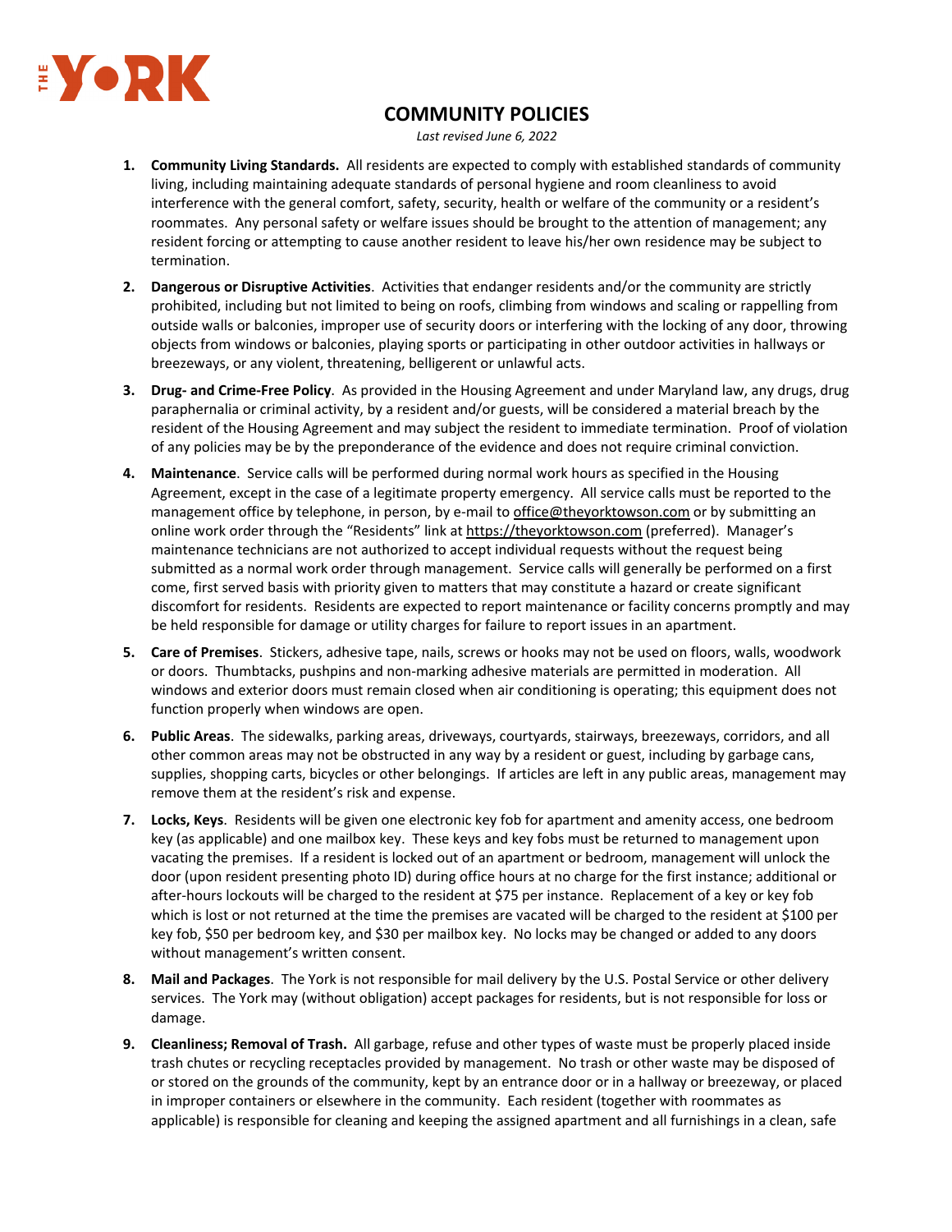THE YORK

# COMMUNITY POLICIES

*Last revised June 6, 2022*

1. **Community Living Standards.** All residents are expected to comply with established standards of community living, including maintaining adequate standards of personal hygiene and room cleanliness to avoid interference with the general comfort, safety, security, health or welfare of the community or a resident's roommates. Any personal safety or welfare issues should be brought to the attention of management; any resident forcing or attempting to cause another resident to leave his/her own residence may be subject to termination.

2. **Dangerous or Disruptive Activities**. Activities that endanger residents and/or the community are strictly prohibited, including but not limited to being on roofs, climbing from windows and scaling or rappelling from outside walls or balconies, improper use of security doors or interfering with the locking of any door, throwing objects from windows or balconies, playing sports or participating in other outdoor activities in hallways or breezeways, or any violent, threatening, belligerent or unlawful acts.

3. **Drug- and Crime-Free Policy**. As provided in the Housing Agreement and under Maryland law, any drugs, drug paraphernalia or criminal activity, by a resident and/or guests, will be considered a material breach by the resident of the Housing Agreement and may subject the resident to immediate termination. Proof of violation of any policies may be by the preponderance of the evidence and does not require criminal conviction.

4. **Maintenance**. Service calls will be performed during normal work hours as specified in the Housing Agreement, except in the case of a legitimate property emergency. All service calls must be reported to the management office by telephone, in person, by e-mail to office@theyorktowson.com or by submitting an online work order through the "Residents" link at https://theyorktowson.com (preferred). Manager's maintenance technicians are not authorized to accept individual requests without the request being submitted as a normal work order through management. Service calls will generally be performed on a first come, first served basis with priority given to matters that may constitute a hazard or create significant discomfort for residents. Residents are expected to report maintenance or facility concerns promptly and may be held responsible for damage or utility charges for failure to report issues in an apartment.

5. **Care of Premises**. Stickers, adhesive tape, nails, screws or hooks may not be used on floors, walls, woodwork or doors. Thumbtacks, pushpins and non-marking adhesive materials are permitted in moderation. All windows and exterior doors must remain closed when air conditioning is operating; this equipment does not function properly when windows are open.

6. **Public Areas**. The sidewalks, parking areas, driveways, courtyards, stairways, breezeways, corridors, and all other common areas may not be obstructed in any way by a resident or guest, including by garbage cans, supplies, shopping carts, bicycles or other belongings. If articles are left in any public areas, management may remove them at the resident's risk and expense.

7. **Locks, Keys**. Residents will be given one electronic key fob for apartment and amenity access, one bedroom key (as applicable) and one mailbox key. These keys and key fobs must be returned to management upon vacating the premises. If a resident is locked out of an apartment or bedroom, management will unlock the door (upon resident presenting photo ID) during office hours at no charge for the first instance; additional or after-hours lockouts will be charged to the resident at $75 per instance. Replacement of a key or key fob which is lost or not returned at the time the premises are vacated will be charged to the resident at $100 per key fob, $50 per bedroom key, and $30 per mailbox key. No locks may be changed or added to any doors without management's written consent.

8. **Mail and Packages**. The York is not responsible for mail delivery by the U.S. Postal Service or other delivery services. The York may (without obligation) accept packages for residents, but is not responsible for loss or damage.

9. **Cleanliness; Removal of Trash.** All garbage, refuse and other types of waste must be properly placed inside trash chutes or recycling receptacles provided by management. No trash or other waste may be disposed of or stored on the grounds of the community, kept by an entrance door or in a hallway or breezeway, or placed in improper containers or elsewhere in the community. Each resident (together with roommates as applicable) is responsible for cleaning and keeping the assigned apartment and all furnishings in a clean, safe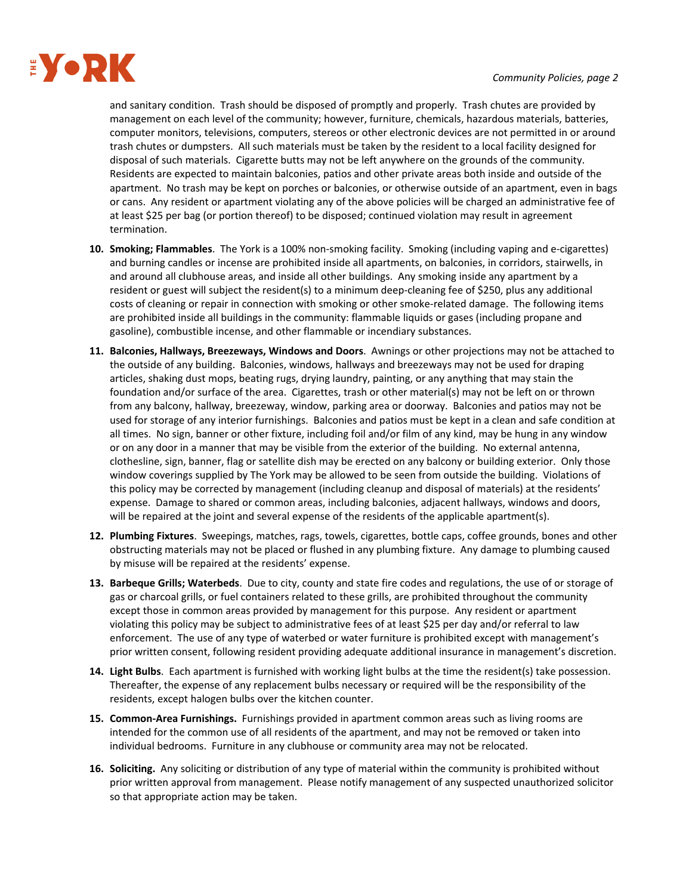and sanitary condition. Trash should be disposed of promptly and properly. Trash chutes are provided by management on each level of the community; however, furniture, chemicals, hazardous materials, batteries, computer monitors, televisions, computers, stereos or other electronic devices are not permitted in or around trash chutes or dumpsters. All such materials must be taken by the resident to a local facility designed for disposal of such materials. Cigarette butts may not be left anywhere on the grounds of the community. Residents are expected to maintain balconies, patios and other private areas both inside and outside of the apartment. No trash may be kept on porches or balconies, or otherwise outside of an apartment, even in bags or cans. Any resident or apartment violating any of the above policies will be charged an administrative fee of at least $25 per bag (or portion thereof) to be disposed; continued violation may result in agreement termination.

10. **Smoking; Flammables**. The York is a 100% non-smoking facility. Smoking (including vaping and e-cigarettes) and burning candles or incense are prohibited inside all apartments, on balconies, in corridors, stairwells, in and around all clubhouse areas, and inside all other buildings. Any smoking inside any apartment by a resident or guest will subject the resident(s) to a minimum deep-cleaning fee of $250, plus any additional costs of cleaning or repair in connection with smoking or other smoke-related damage. The following items are prohibited inside all buildings in the community: flammable liquids or gases (including propane and gasoline), combustible incense, and other flammable or incendiary substances.

11. **Balconies, Hallways, Breezeways, Windows and Doors**. Awnings or other projections may not be attached to the outside of any building. Balconies, windows, hallways and breezeways may not be used for draping articles, shaking dust mops, beating rugs, drying laundry, painting, or any anything that may stain the foundation and/or surface of the area. Cigarettes, trash or other material(s) may not be left on or thrown from any balcony, hallway, breezeway, window, parking area or doorway. Balconies and patios may not be used for storage of any interior furnishings. Balconies and patios must be kept in a clean and safe condition at all times. No sign, banner or other fixture, including foil and/or film of any kind, may be hung in any window or on any door in a manner that may be visible from the exterior of the building. No external antenna, clothesline, sign, banner, flag or satellite dish may be erected on any balcony or building exterior. Only those window coverings supplied by The York may be allowed to be seen from outside the building. Violations of this policy may be corrected by management (including cleanup and disposal of materials) at the residents' expense. Damage to shared or common areas, including balconies, adjacent hallways, windows and doors, will be repaired at the joint and several expense of the residents of the applicable apartment(s).

12. **Plumbing Fixtures**. Sweepings, matches, rags, towels, cigarettes, bottle caps, coffee grounds, bones and other obstructing materials may not be placed or flushed in any plumbing fixture. Any damage to plumbing caused by misuse will be repaired at the residents' expense.

13. **Barbeque Grills; Waterbeds**. Due to city, county and state fire codes and regulations, the use of or storage of gas or charcoal grills, or fuel containers related to these grills, are prohibited throughout the community except those in common areas provided by management for this purpose. Any resident or apartment violating this policy may be subject to administrative fees of at least $25 per day and/or referral to law enforcement. The use of any type of waterbed or water furniture is prohibited except with management's prior written consent, following resident providing adequate additional insurance in management's discretion.

14. **Light Bulbs**. Each apartment is furnished with working light bulbs at the time the resident(s) take possession. Thereafter, the expense of any replacement bulbs necessary or required will be the responsibility of the residents, except halogen bulbs over the kitchen counter.

15. **Common-Area Furnishings.** Furnishings provided in apartment common areas such as living rooms are intended for the common use of all residents of the apartment, and may not be removed or taken into individual bedrooms. Furniture in any clubhouse or community area may not be relocated.

16. **Soliciting.** Any soliciting or distribution of any type of material within the community is prohibited without prior written approval from management. Please notify management of any suspected unauthorized solicitor so that appropriate action may be taken.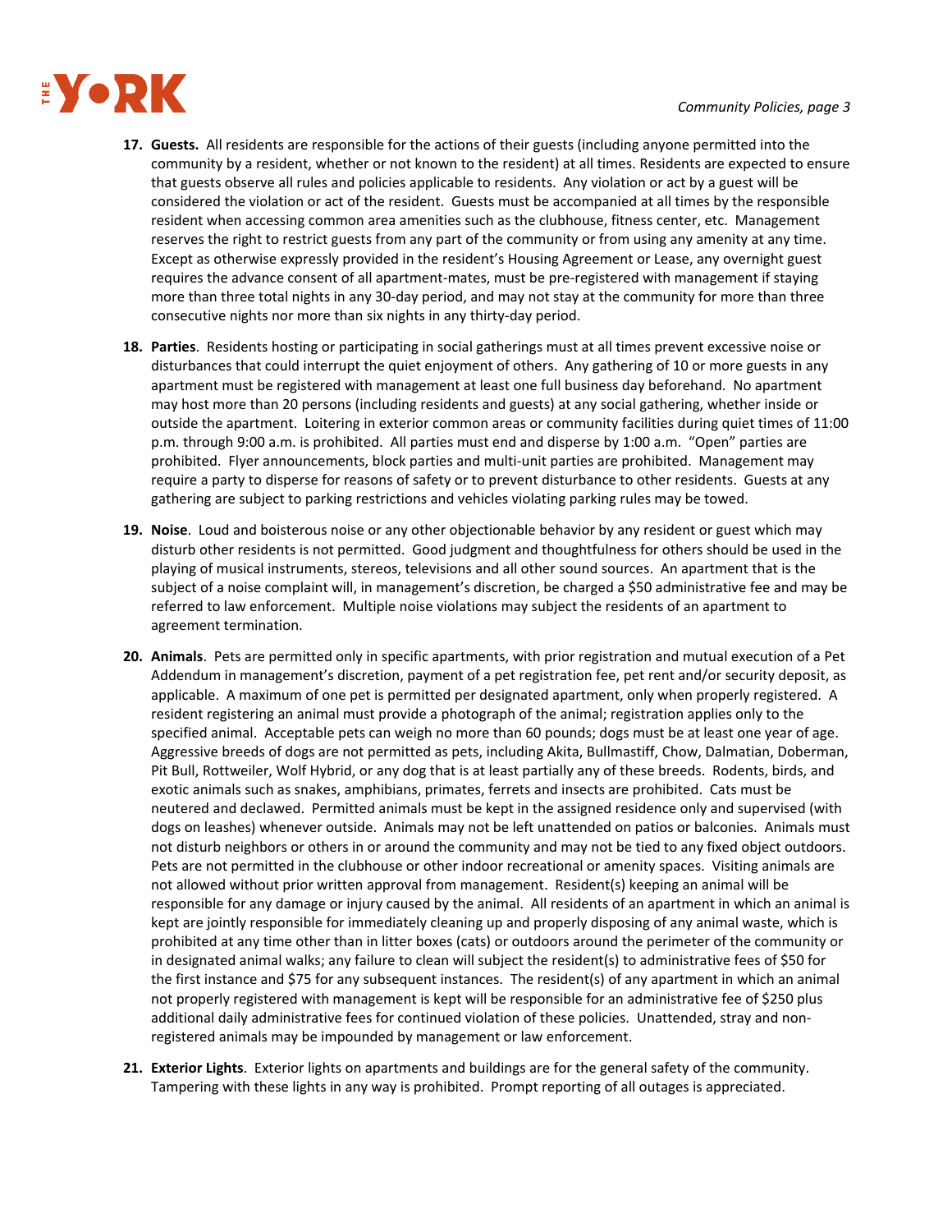17. **Guests.** All residents are responsible for the actions of their guests (including anyone permitted into the community by a resident, whether or not known to the resident) at all times. Residents are expected to ensure that guests observe all rules and policies applicable to residents. Any violation or act by a guest will be considered the violation or act of the resident. Guests must be accompanied at all times by the responsible resident when accessing common area amenities such as the clubhouse, fitness center, etc. Management reserves the right to restrict guests from any part of the community or from using any amenity at any time. Except as otherwise expressly provided in the resident's Housing Agreement or Lease, any overnight guest requires the advance consent of all apartment-mates, must be pre-registered with management if staying more than three total nights in any 30-day period, and may not stay at the community for more than three consecutive nights nor more than six nights in any thirty-day period.

18. **Parties**. Residents hosting or participating in social gatherings must at all times prevent excessive noise or disturbances that could interrupt the quiet enjoyment of others. Any gathering of 10 or more guests in any apartment must be registered with management at least one full business day beforehand. No apartment may host more than 20 persons (including residents and guests) at any social gathering, whether inside or outside the apartment. Loitering in exterior common areas or community facilities during quiet times of 11:00 p.m. through 9:00 a.m. is prohibited. All parties must end and disperse by 1:00 a.m. "Open" parties are prohibited. Flyer announcements, block parties and multi-unit parties are prohibited. Management may require a party to disperse for reasons of safety or to prevent disturbance to other residents. Guests at any gathering are subject to parking restrictions and vehicles violating parking rules may be towed.

19. **Noise**. Loud and boisterous noise or any other objectionable behavior by any resident or guest which may disturb other residents is not permitted. Good judgment and thoughtfulness for others should be used in the playing of musical instruments, stereos, televisions and all other sound sources. An apartment that is the subject of a noise complaint will, in management's discretion, be charged a $50 administrative fee and may be referred to law enforcement. Multiple noise violations may subject the residents of an apartment to agreement termination.

20. **Animals**. Pets are permitted only in specific apartments, with prior registration and mutual execution of a Pet Addendum in management's discretion, payment of a pet registration fee, pet rent and/or security deposit, as applicable. A maximum of one pet is permitted per designated apartment, only when properly registered. A resident registering an animal must provide a photograph of the animal; registration applies only to the specified animal. Acceptable pets can weigh no more than 60 pounds; dogs must be at least one year of age. Aggressive breeds of dogs are not permitted as pets, including Akita, Bullmastiff, Chow, Dalmatian, Doberman, Pit Bull, Rottweiler, Wolf Hybrid, or any dog that is at least partially any of these breeds. Rodents, birds, and exotic animals such as snakes, amphibians, primates, ferrets and insects are prohibited. Cats must be neutered and declawed. Permitted animals must be kept in the assigned residence only and supervised (with dogs on leashes) whenever outside. Animals may not be left unattended on patios or balconies. Animals must not disturb neighbors or others in or around the community and may not be tied to any fixed object outdoors. Pets are not permitted in the clubhouse or other indoor recreational or amenity spaces. Visiting animals are not allowed without prior written approval from management. Resident(s) keeping an animal will be responsible for any damage or injury caused by the animal. All residents of an apartment in which an animal is kept are jointly responsible for immediately cleaning up and properly disposing of any animal waste, which is prohibited at any time other than in litter boxes (cats) or outdoors around the perimeter of the community or in designated animal walks; any failure to clean will subject the resident(s) to administrative fees of $50 for the first instance and $75 for any subsequent instances. The resident(s) of any apartment in which an animal not properly registered with management is kept will be responsible for an administrative fee of $250 plus additional daily administrative fees for continued violation of these policies. Unattended, stray and non-registered animals may be impounded by management or law enforcement.

21. **Exterior Lights**. Exterior lights on apartments and buildings are for the general safety of the community. Tampering with these lights in any way is prohibited. Prompt reporting of all outages is appreciated.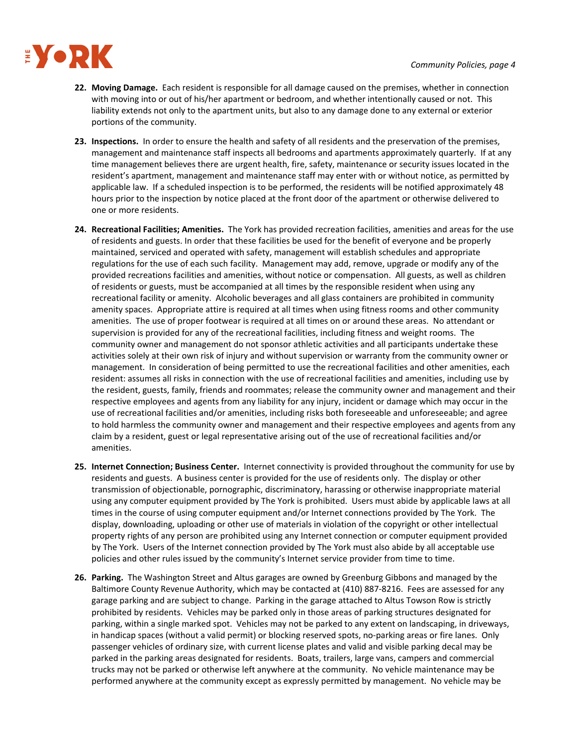22. **Moving Damage.** Each resident is responsible for all damage caused on the premises, whether in connection with moving into or out of his/her apartment or bedroom, and whether intentionally caused or not. This liability extends not only to the apartment units, but also to any damage done to any external or exterior portions of the community.

23. **Inspections.** In order to ensure the health and safety of all residents and the preservation of the premises, management and maintenance staff inspects all bedrooms and apartments approximately quarterly. If at any time management believes there are urgent health, fire, safety, maintenance or security issues located in the resident's apartment, management and maintenance staff may enter with or without notice, as permitted by applicable law. If a scheduled inspection is to be performed, the residents will be notified approximately 48 hours prior to the inspection by notice placed at the front door of the apartment or otherwise delivered to one or more residents.

24. **Recreational Facilities; Amenities.** The York has provided recreation facilities, amenities and areas for the use of residents and guests. In order that these facilities be used for the benefit of everyone and be properly maintained, serviced and operated with safety, management will establish schedules and appropriate regulations for the use of each such facility. Management may add, remove, upgrade or modify any of the provided recreations facilities and amenities, without notice or compensation. All guests, as well as children of residents or guests, must be accompanied at all times by the responsible resident when using any recreational facility or amenity. Alcoholic beverages and all glass containers are prohibited in community amenity spaces. Appropriate attire is required at all times when using fitness rooms and other community amenities. The use of proper footwear is required at all times on or around these areas. No attendant or supervision is provided for any of the recreational facilities, including fitness and weight rooms. The community owner and management do not sponsor athletic activities and all participants undertake these activities solely at their own risk of injury and without supervision or warranty from the community owner or management. In consideration of being permitted to use the recreational facilities and other amenities, each resident: assumes all risks in connection with the use of recreational facilities and amenities, including use by the resident, guests, family, friends and roommates; release the community owner and management and their respective employees and agents from any liability for any injury, incident or damage which may occur in the use of recreational facilities and/or amenities, including risks both foreseeable and unforeseeable; and agree to hold harmless the community owner and management and their respective employees and agents from any claim by a resident, guest or legal representative arising out of the use of recreational facilities and/or amenities.

25. **Internet Connection; Business Center.** Internet connectivity is provided throughout the community for use by residents and guests. A business center is provided for the use of residents only. The display or other transmission of objectionable, pornographic, discriminatory, harassing or otherwise inappropriate material using any computer equipment provided by The York is prohibited. Users must abide by applicable laws at all times in the course of using computer equipment and/or Internet connections provided by The York. The display, downloading, uploading or other use of materials in violation of the copyright or other intellectual property rights of any person are prohibited using any Internet connection or computer equipment provided by The York. Users of the Internet connection provided by The York must also abide by all acceptable use policies and other rules issued by the community's Internet service provider from time to time.

26. **Parking.** The Washington Street and Altus garages are owned by Greenburg Gibbons and managed by the Baltimore County Revenue Authority, which may be contacted at (410) 887-8216. Fees are assessed for any garage parking and are subject to change. Parking in the garage attached to Altus Towson Row is strictly prohibited by residents. Vehicles may be parked only in those areas of parking structures designated for parking, within a single marked spot. Vehicles may not be parked to any extent on landscaping, in driveways, in handicap spaces (without a valid permit) or blocking reserved spots, no-parking areas or fire lanes. Only passenger vehicles of ordinary size, with current license plates and valid and visible parking decal may be parked in the parking areas designated for residents. Boats, trailers, large vans, campers and commercial trucks may not be parked or otherwise left anywhere at the community. No vehicle maintenance may be performed anywhere at the community except as expressly permitted by management. No vehicle may be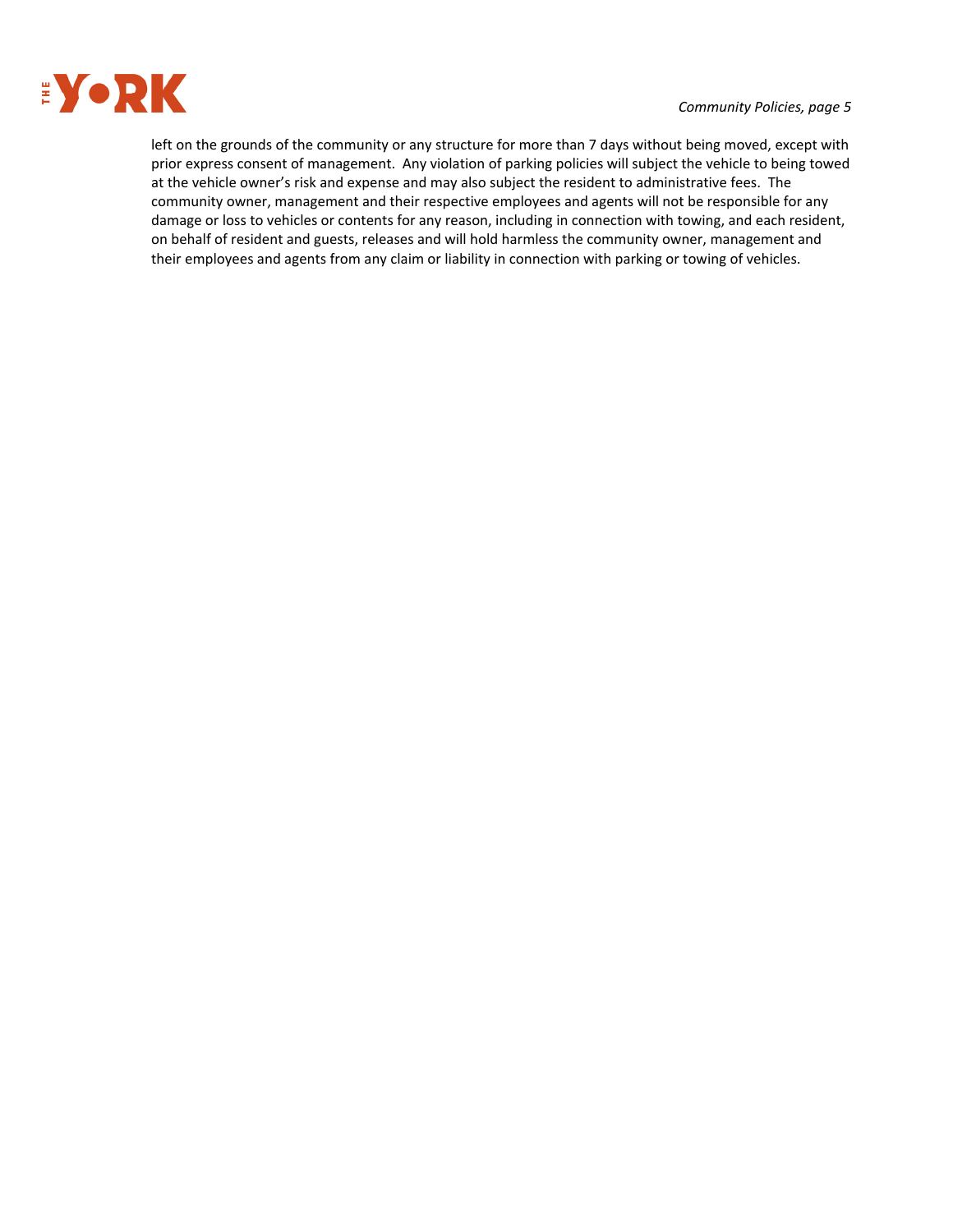left on the grounds of the community or any structure for more than 7 days without being moved, except with prior express consent of management. Any violation of parking policies will subject the vehicle to being towed at the vehicle owner's risk and expense and may also subject the resident to administrative fees. The community owner, management and their respective employees and agents will not be responsible for any damage or loss to vehicles or contents for any reason, including in connection with towing, and each resident, on behalf of resident and guests, releases and will hold harmless the community owner, management and their employees and agents from any claim or liability in connection with parking or towing of vehicles.